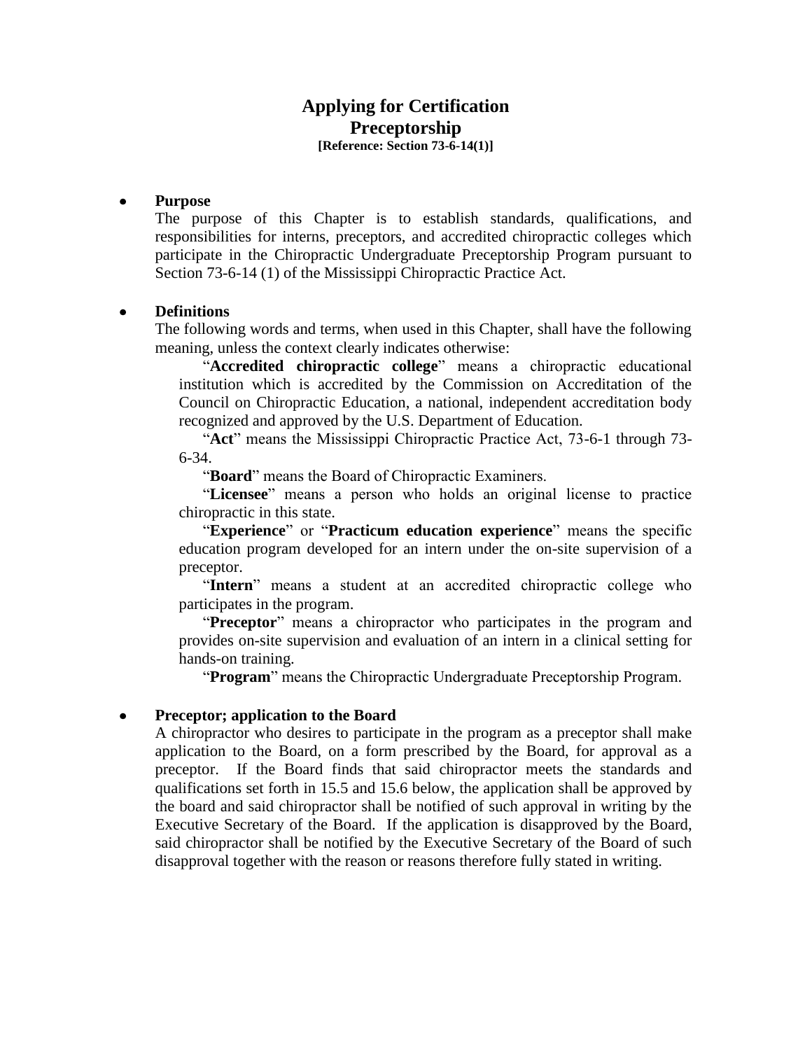# Applying for Certification
## Preceptorship
**[Reference: Section 73-6-14(1)]**

- **Purpose**

  The purpose of this Chapter is to establish standards, qualifications, and responsibilities for interns, preceptors, and accredited chiropractic colleges which participate in the Chiropractic Undergraduate Preceptorship Program pursuant to Section 73-6-14 (1) of the Mississippi Chiropractic Practice Act.

- **Definitions**

  The following words and terms, when used in this Chapter, shall have the following meaning, unless the context clearly indicates otherwise:

  "**Accredited chiropractic college**" means a chiropractic educational institution which is accredited by the Commission on Accreditation of the Council on Chiropractic Education, a national, independent accreditation body recognized and approved by the U.S. Department of Education.

  "**Act**" means the Mississippi Chiropractic Practice Act, 73-6-1 through 73-6-34.

  "**Board**" means the Board of Chiropractic Examiners.

  "**Licensee**" means a person who holds an original license to practice chiropractic in this state.

  "**Experience**" or "**Practicum education experience**" means the specific education program developed for an intern under the on-site supervision of a preceptor.

  "**Intern**" means a student at an accredited chiropractic college who participates in the program.

  "**Preceptor**" means a chiropractor who participates in the program and provides on-site supervision and evaluation of an intern in a clinical setting for hands-on training.

  "**Program**" means the Chiropractic Undergraduate Preceptorship Program.

- **Preceptor; application to the Board**

  A chiropractor who desires to participate in the program as a preceptor shall make application to the Board, on a form prescribed by the Board, for approval as a preceptor. If the Board finds that said chiropractor meets the standards and qualifications set forth in 15.5 and 15.6 below, the application shall be approved by the board and said chiropractor shall be notified of such approval in writing by the Executive Secretary of the Board. If the application is disapproved by the Board, said chiropractor shall be notified by the Executive Secretary of the Board of such disapproval together with the reason or reasons therefore fully stated in writing.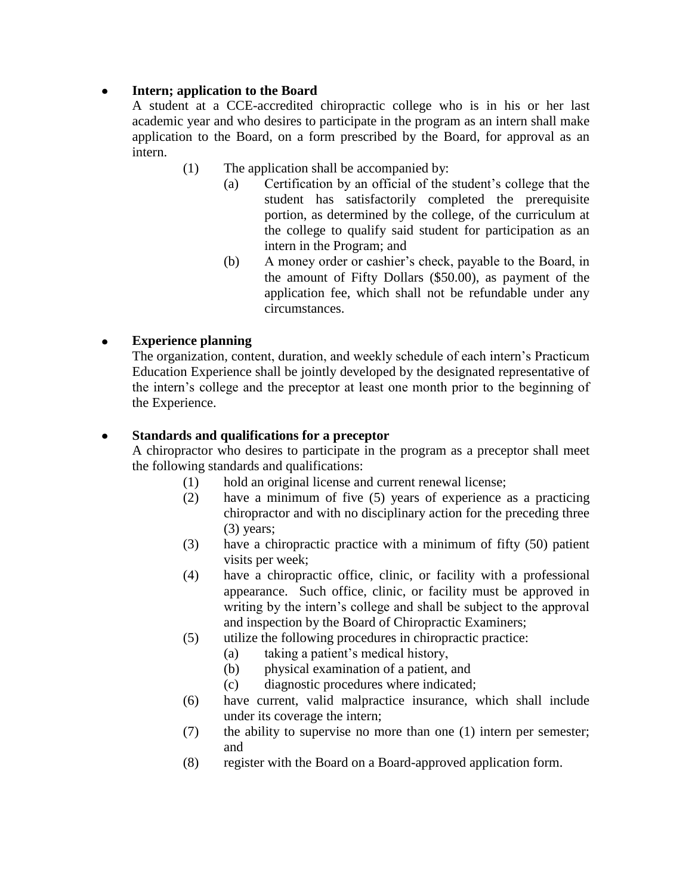- **Intern; application to the Board**

  A student at a CCE-accredited chiropractic college who is in his or her last academic year and who desires to participate in the program as an intern shall make application to the Board, on a form prescribed by the Board, for approval as an intern.

  (1) The application shall be accompanied by:

  (a) Certification by an official of the student's college that the student has satisfactorily completed the prerequisite portion, as determined by the college, of the curriculum at the college to qualify said student for participation as an intern in the Program; and

  (b) A money order or cashier's check, payable to the Board, in the amount of Fifty Dollars ($50.00), as payment of the application fee, which shall not be refundable under any circumstances.

- **Experience planning**

  The organization, content, duration, and weekly schedule of each intern's Practicum Education Experience shall be jointly developed by the designated representative of the intern's college and the preceptor at least one month prior to the beginning of the Experience.

- **Standards and qualifications for a preceptor**

  A chiropractor who desires to participate in the program as a preceptor shall meet the following standards and qualifications:

  (1) hold an original license and current renewal license;

  (2) have a minimum of five (5) years of experience as a practicing chiropractor and with no disciplinary action for the preceding three (3) years;

  (3) have a chiropractic practice with a minimum of fifty (50) patient visits per week;

  (4) have a chiropractic office, clinic, or facility with a professional appearance. Such office, clinic, or facility must be approved in writing by the intern's college and shall be subject to the approval and inspection by the Board of Chiropractic Examiners;

  (5) utilize the following procedures in chiropractic practice:

  (a) taking a patient's medical history,

  (b) physical examination of a patient, and

  (c) diagnostic procedures where indicated;

  (6) have current, valid malpractice insurance, which shall include under its coverage the intern;

  (7) the ability to supervise no more than one (1) intern per semester; and

  (8) register with the Board on a Board-approved application form.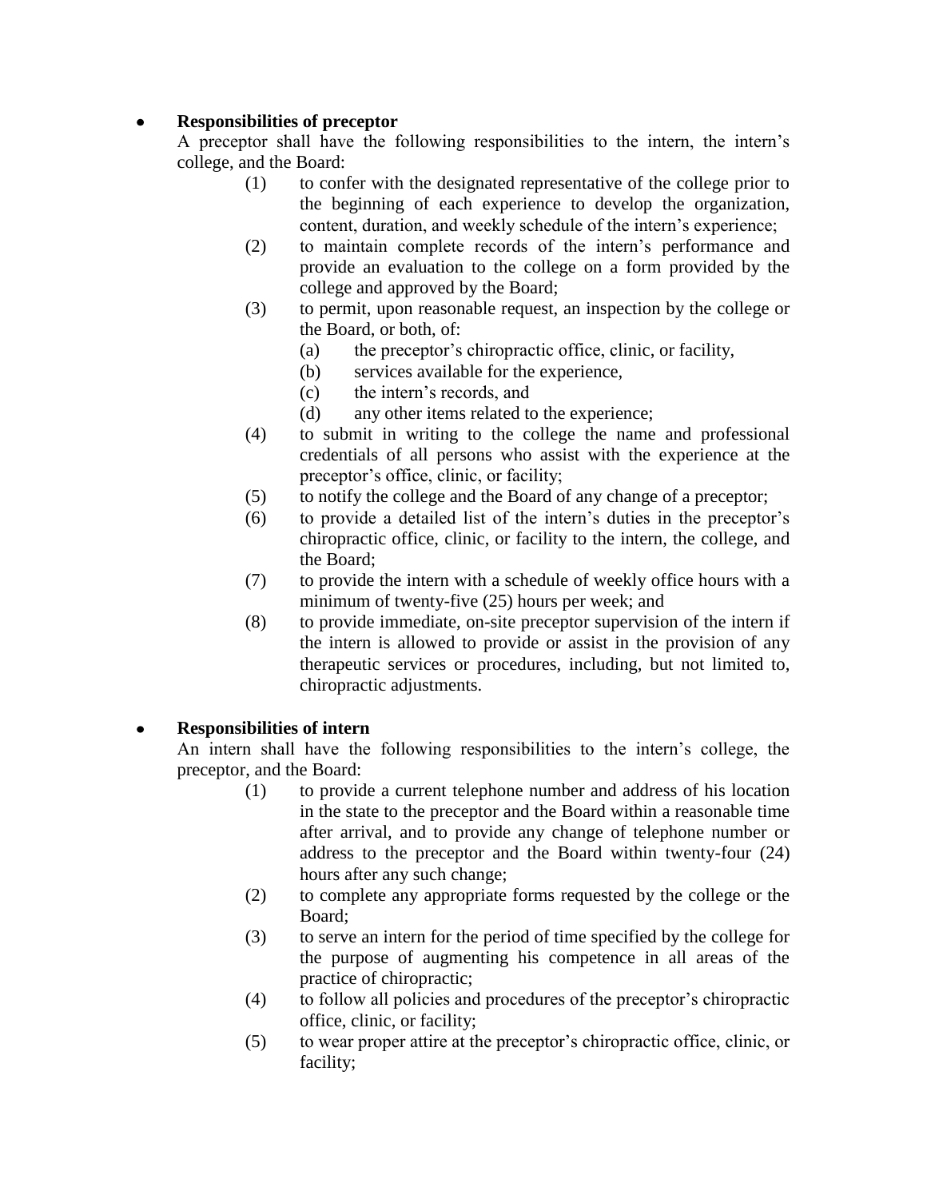- **Responsibilities of preceptor**

  A preceptor shall have the following responsibilities to the intern, the intern's college, and the Board:

  (1) to confer with the designated representative of the college prior to the beginning of each experience to develop the organization, content, duration, and weekly schedule of the intern's experience;

  (2) to maintain complete records of the intern's performance and provide an evaluation to the college on a form provided by the college and approved by the Board;

  (3) to permit, upon reasonable request, an inspection by the college or the Board, or both, of:

  (a) the preceptor's chiropractic office, clinic, or facility,

  (b) services available for the experience,

  (c) the intern's records, and

  (d) any other items related to the experience;

  (4) to submit in writing to the college the name and professional credentials of all persons who assist with the experience at the preceptor's office, clinic, or facility;

  (5) to notify the college and the Board of any change of a preceptor;

  (6) to provide a detailed list of the intern's duties in the preceptor's chiropractic office, clinic, or facility to the intern, the college, and the Board;

  (7) to provide the intern with a schedule of weekly office hours with a minimum of twenty-five (25) hours per week; and

  (8) to provide immediate, on-site preceptor supervision of the intern if the intern is allowed to provide or assist in the provision of any therapeutic services or procedures, including, but not limited to, chiropractic adjustments.

- **Responsibilities of intern**

  An intern shall have the following responsibilities to the intern's college, the preceptor, and the Board:

  (1) to provide a current telephone number and address of his location in the state to the preceptor and the Board within a reasonable time after arrival, and to provide any change of telephone number or address to the preceptor and the Board within twenty-four (24) hours after any such change;

  (2) to complete any appropriate forms requested by the college or the Board;

  (3) to serve an intern for the period of time specified by the college for the purpose of augmenting his competence in all areas of the practice of chiropractic;

  (4) to follow all policies and procedures of the preceptor's chiropractic office, clinic, or facility;

  (5) to wear proper attire at the preceptor's chiropractic office, clinic, or facility;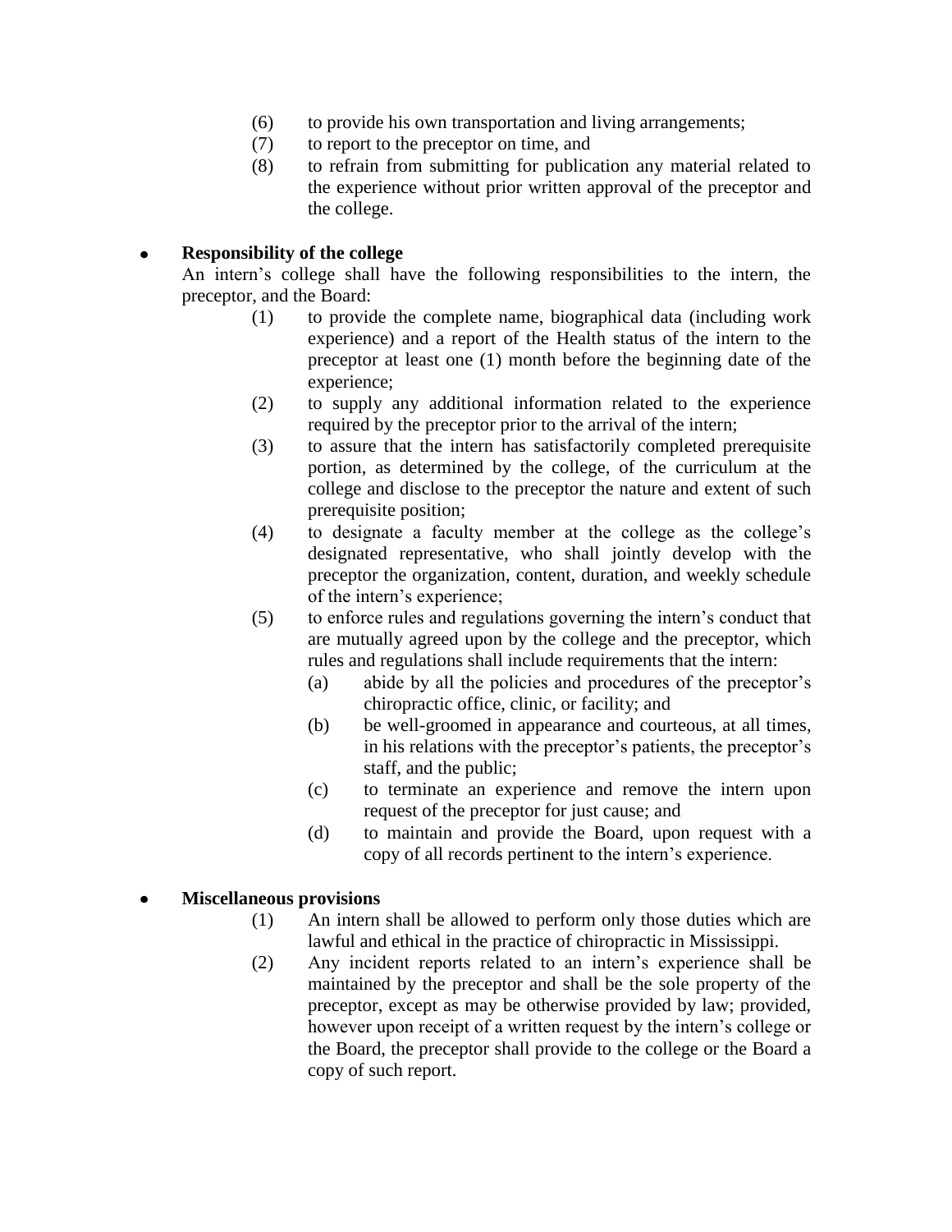(6) to provide his own transportation and living arrangements;
(7) to report to the preceptor on time, and
(8) to refrain from submitting for publication any material related to the experience without prior written approval of the preceptor and the college.

- **Responsibility of the college**

  An intern's college shall have the following responsibilities to the intern, the preceptor, and the Board:

  (1) to provide the complete name, biographical data (including work experience) and a report of the Health status of the intern to the preceptor at least one (1) month before the beginning date of the experience;
  (2) to supply any additional information related to the experience required by the preceptor prior to the arrival of the intern;
  (3) to assure that the intern has satisfactorily completed prerequisite portion, as determined by the college, of the curriculum at the college and disclose to the preceptor the nature and extent of such prerequisite position;
  (4) to designate a faculty member at the college as the college's designated representative, who shall jointly develop with the preceptor the organization, content, duration, and weekly schedule of the intern's experience;
  (5) to enforce rules and regulations governing the intern's conduct that are mutually agreed upon by the college and the preceptor, which rules and regulations shall include requirements that the intern:
     (a) abide by all the policies and procedures of the preceptor's chiropractic office, clinic, or facility; and
     (b) be well-groomed in appearance and courteous, at all times, in his relations with the preceptor's patients, the preceptor's staff, and the public;
     (c) to terminate an experience and remove the intern upon request of the preceptor for just cause; and
     (d) to maintain and provide the Board, upon request with a copy of all records pertinent to the intern's experience.

- **Miscellaneous provisions**

  (1) An intern shall be allowed to perform only those duties which are lawful and ethical in the practice of chiropractic in Mississippi.
  (2) Any incident reports related to an intern's experience shall be maintained by the preceptor and shall be the sole property of the preceptor, except as may be otherwise provided by law; provided, however upon receipt of a written request by the intern's college or the Board, the preceptor shall provide to the college or the Board a copy of such report.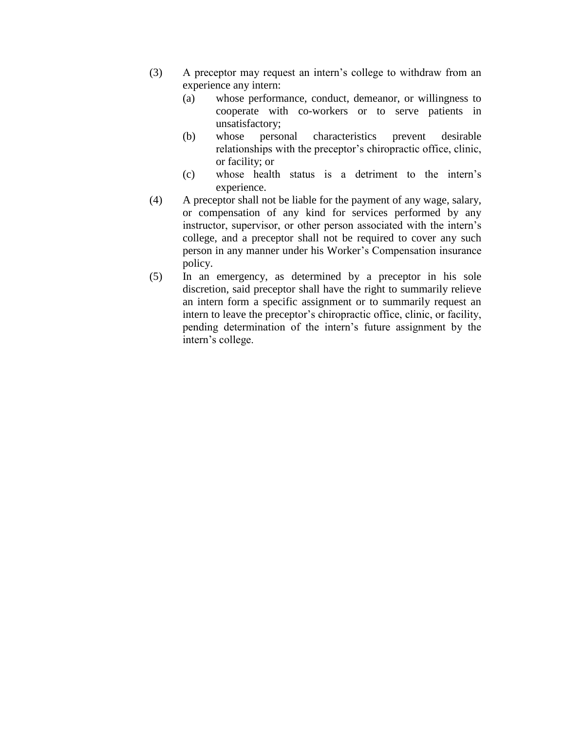(3) A preceptor may request an intern's college to withdraw from an experience any intern:

  (a) whose performance, conduct, demeanor, or willingness to cooperate with co-workers or to serve patients in unsatisfactory;

  (b) whose personal characteristics prevent desirable relationships with the preceptor's chiropractic office, clinic, or facility; or

  (c) whose health status is a detriment to the intern's experience.

(4) A preceptor shall not be liable for the payment of any wage, salary, or compensation of any kind for services performed by any instructor, supervisor, or other person associated with the intern's college, and a preceptor shall not be required to cover any such person in any manner under his Worker's Compensation insurance policy.

(5) In an emergency, as determined by a preceptor in his sole discretion, said preceptor shall have the right to summarily relieve an intern form a specific assignment or to summarily request an intern to leave the preceptor's chiropractic office, clinic, or facility, pending determination of the intern's future assignment by the intern's college.